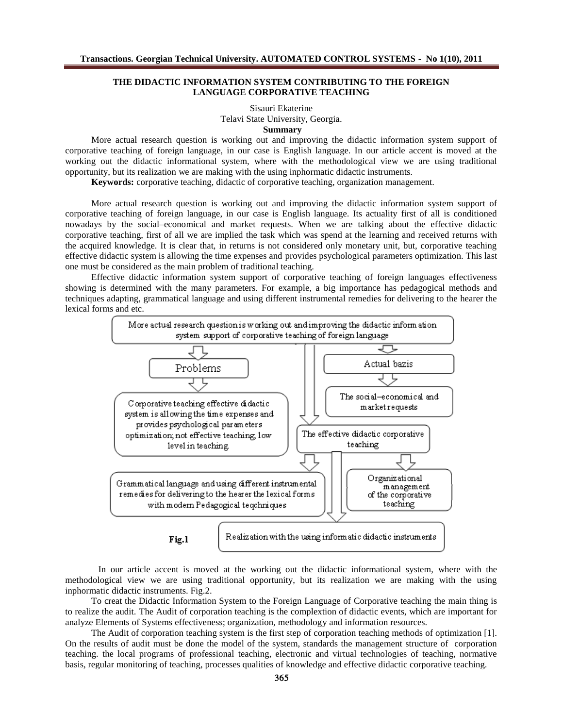# THE DIDACTIC INFORMATION SYSTEM CONTRIBUTING TO THE FOREIGN LANGUAGE CORPORATIVE TEACHING

Sisauri Ekaterine

Telavi State University, Georgia.

**Summary**

More actual research question is working out and improving the didactic information system support of corporative teaching of foreign language, in our case is English language. In our article accent is moved at the working out the didactic informational system, where with the methodological view we are using traditional opportunity, but its realization we are making with the using inphormatic didactic instruments.

**Keywords:** corporative teaching, didactic of corporative teaching, organization management.

More actual research question is working out and improving the didactic information system support of corporative teaching of foreign language, in our case is English language. Its actuality first of all is conditioned nowadays by the social–economical and market requests. When we are talking about the effective didactic corporative teaching, first of all we are implied the task which was spend at the learning and received returns with the acquired knowledge. It is clear that, in returns is not considered only monetary unit, but, corporative teaching effective didactic system is allowing the time expenses and provides psychological parameters optimization. This last one must be considered as the main problem of traditional teaching.

Effective didactic information system support of corporative teaching of foreign languages effectiveness showing is determined with the many parameters. For example, a big importance has pedagogical methods and techniques adapting, grammatical language and using different instrumental remedies for delivering to the hearer the lexical forms and etc.

More actual research question is working out and improving the didactic information system support of corporative teaching of foreign language

Problems

Actual bazis

The social–economical and market requests

Corporative teaching effective didactic system is allowing the time expenses and provides psychological parameters optimization; not effective teaching, low level in teaching.

The effective didactic corporative teaching

Grammatical language and using different instrumental remedies for delivering to the hearer the lexical forms with modern Pedagogical teqchniques

Organizational management of the corporative teaching

Realization with the using informatic didactic instruments

Fig.1

In our article accent is moved at the working out the didactic informational system, where with the methodological view we are using traditional opportunity, but its realization we are making with the using inphormatic didactic instruments. Fig.2.

To creat the Didactic Information System to the Foreign Language of Corporative teaching the main thing is to realize the audit. The Audit of corporation teaching is the complextion of didactic events, which are important for analyze Elements of Systems effectiveness; organization, methodology and information resources.

The Audit of corporation teaching system is the first step of corporation teaching methods of optimization [1]. On the results of audit must be done the model of the system, standards the management structure of corporation teaching. the local programs of professional teaching, electronic and virtual technologies of teaching, normative basis, regular monitoring of teaching, processes qualities of knowledge and effective didactic corporative teaching.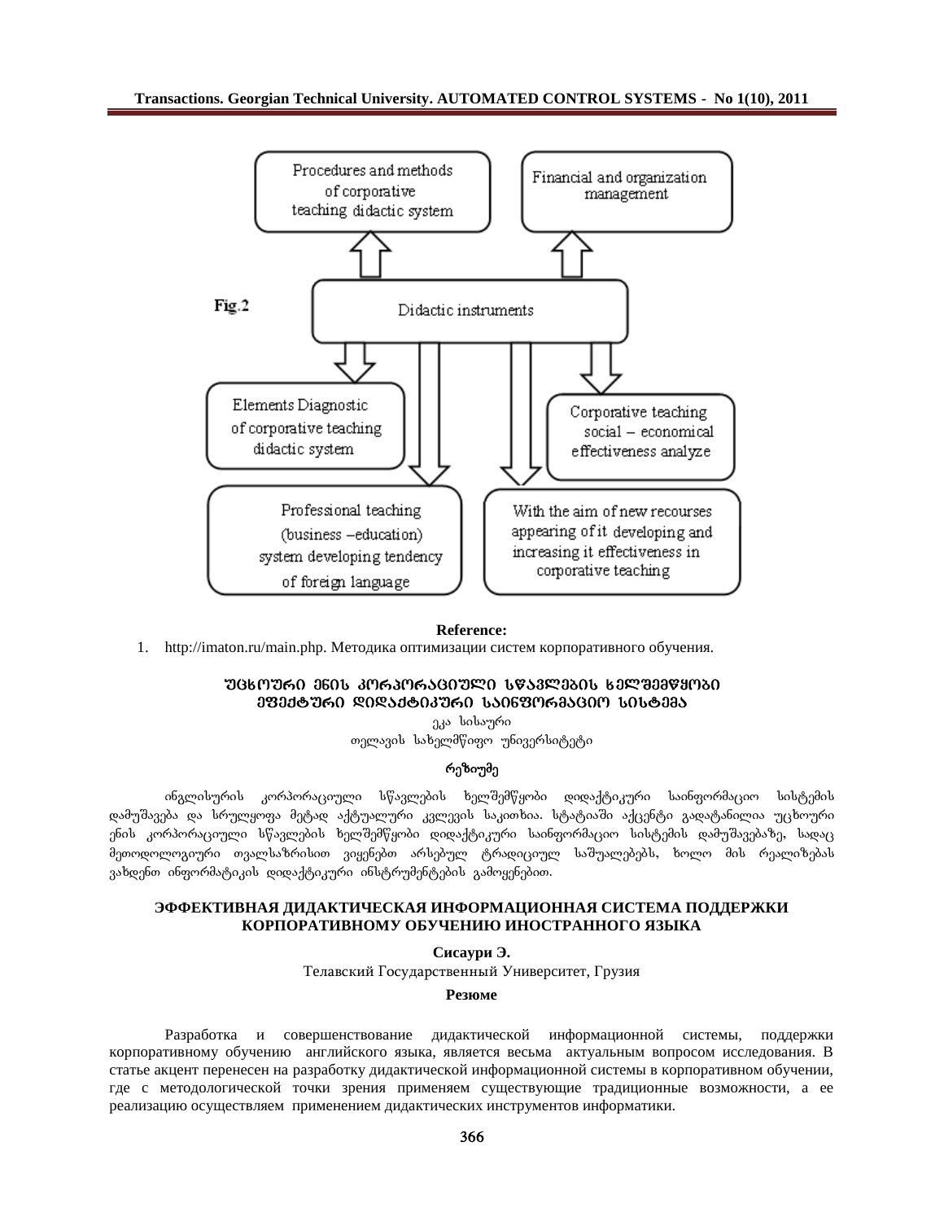Fig.2

Procedures and methods of corporative teaching didactic system

Financial and organization management

Didactic instruments

Elements Diagnostic of corporative teaching didactic system

Corporative teaching social – economical effectiveness analyze

Professional teaching (business –education) system developing tendency of foreign language

With the aim of new recourses appearing of it developing and increasing it effectiveness in corporative teaching

**Reference:**

1. http://imaton.ru/main.php. Методика оптимизации систем корпоративного обучения.

## უცხოური ენის კორპორაციული სწავლების ხელშემწყობი ეფექტური დიდაქტიკური საინფორმაციო სისტემა

ეკა სისაური

თელავის სახელმწიფო უნივერსიტეტი

**რეზიუმე**

ინგლისურის კორპორაციული სწავლების ხელშემწყობი დიდაქტიკური საინფორმაციო სისტემის დამუშავება და სრულყოფა მეტად აქტუალური კვლევის საკითხია. სტატიაში აქცენტი გადატანილია უცხოური ენის კორპორაციული სწავლების ხელშემწყობი დიდაქტიკური საინფორმაციო სისტემის დამუშავებაზე, სადაც მეთოდოლოგიური თვალსაზრისით ვიყენებთ არსებულ ტრადიციულ საშუალებებს, ხოლო მის რეალიზებას ვახდენთ ინფორმატიკის დიდაქტიკური ინსტრუმენტების გამოყენებით.

## ЭФФЕКТИВНАЯ ДИДАКТИЧЕСКАЯ ИНФОРМАЦИОННАЯ СИСТЕМА ПОДДЕРЖКИ КОРПОРАТИВНОМУ ОБУЧЕНИЮ ИНОСТРАННОГО ЯЗЫКА

**Сисаури Э.**

Телавский Государственный Университет, Грузия

**Резюме**

Разработка и совершенствование дидактической информационной системы, поддержки корпоративному обучению английского языка, является весьма актуальным вопросом исследования. В статье акцент перенесен на разработку дидактической информационной системы в корпоративном обучении, где с методологической точки зрения применяем существующие традиционные возможности, а ее реализацию осуществляем применением дидактических инструментов информатики.